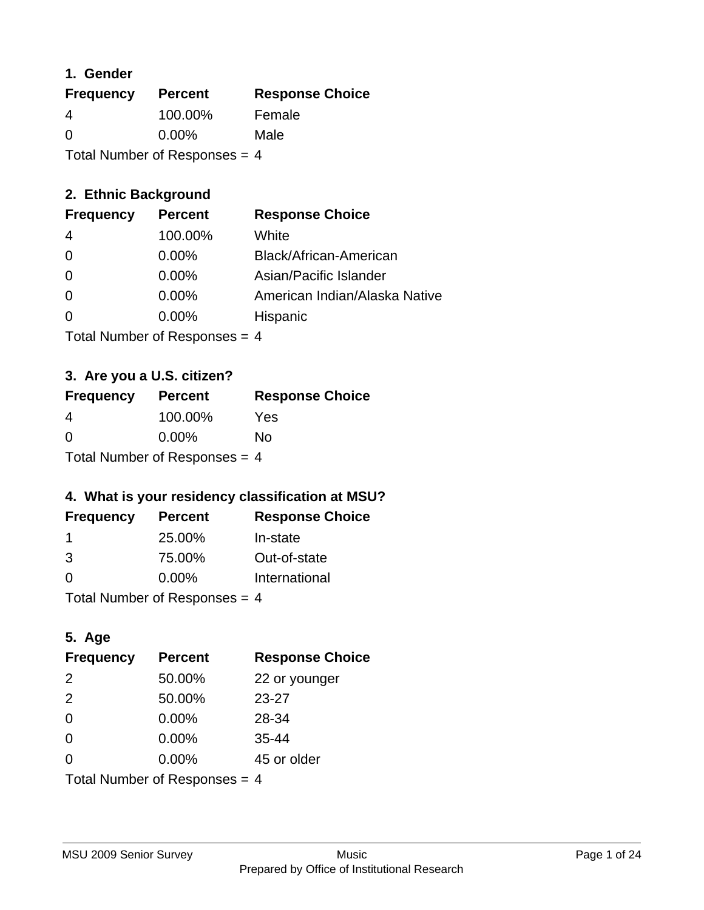### 1. Gender

| Frequency | Percent | Response Choice |
|---|---|---|
| 4 | 100.00% | Female |
| 0 | 0.00% | Male |

Total Number of Responses = 4

### 2. Ethnic Background

| Frequency | Percent | Response Choice |
|---|---|---|
| 4 | 100.00% | White |
| 0 | 0.00% | Black/African-American |
| 0 | 0.00% | Asian/Pacific Islander |
| 0 | 0.00% | American Indian/Alaska Native |
| 0 | 0.00% | Hispanic |

Total Number of Responses = 4

### 3. Are you a U.S. citizen?

| Frequency | Percent | Response Choice |
|---|---|---|
| 4 | 100.00% | Yes |
| 0 | 0.00% | No |

Total Number of Responses = 4

### 4. What is your residency classification at MSU?

| Frequency | Percent | Response Choice |
|---|---|---|
| 1 | 25.00% | In-state |
| 3 | 75.00% | Out-of-state |
| 0 | 0.00% | International |

Total Number of Responses = 4

### 5. Age

| Frequency | Percent | Response Choice |
|---|---|---|
| 2 | 50.00% | 22 or younger |
| 2 | 50.00% | 23-27 |
| 0 | 0.00% | 28-34 |
| 0 | 0.00% | 35-44 |
| 0 | 0.00% | 45 or older |

Total Number of Responses = 4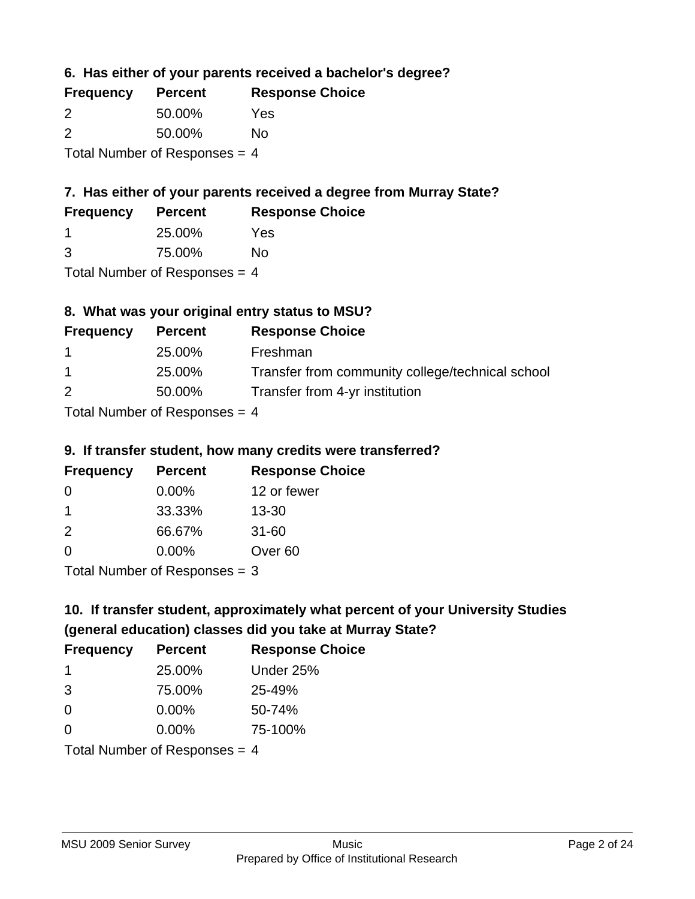### 6. Has either of your parents received a bachelor's degree?

| Frequency | Percent | Response Choice |
| --- | --- | --- |
| 2 | 50.00% | Yes |
| 2 | 50.00% | No |

Total Number of Responses = 4

### 7. Has either of your parents received a degree from Murray State?

| Frequency | Percent | Response Choice |
| --- | --- | --- |
| 1 | 25.00% | Yes |
| 3 | 75.00% | No |

Total Number of Responses = 4

### 8. What was your original entry status to MSU?

| Frequency | Percent | Response Choice |
| --- | --- | --- |
| 1 | 25.00% | Freshman |
| 1 | 25.00% | Transfer from community college/technical school |
| 2 | 50.00% | Transfer from 4-yr institution |

Total Number of Responses = 4

### 9. If transfer student, how many credits were transferred?

| Frequency | Percent | Response Choice |
| --- | --- | --- |
| 0 | 0.00% | 12 or fewer |
| 1 | 33.33% | 13-30 |
| 2 | 66.67% | 31-60 |
| 0 | 0.00% | Over 60 |

Total Number of Responses = 3

### 10. If transfer student, approximately what percent of your University Studies (general education) classes did you take at Murray State?

| Frequency | Percent | Response Choice |
| --- | --- | --- |
| 1 | 25.00% | Under 25% |
| 3 | 75.00% | 25-49% |
| 0 | 0.00% | 50-74% |
| 0 | 0.00% | 75-100% |

Total Number of Responses = 4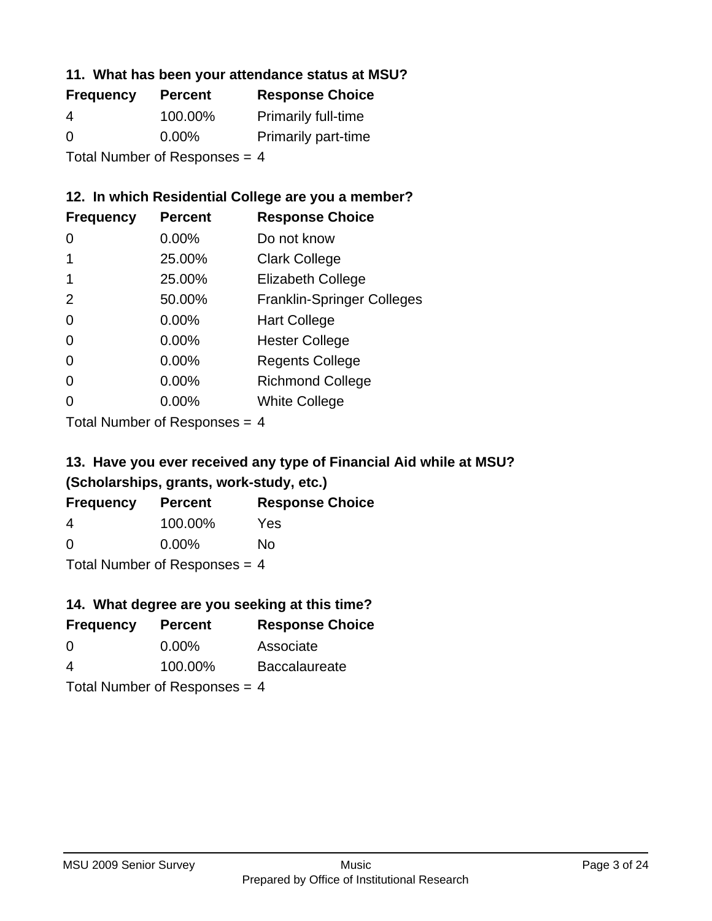### 11. What has been your attendance status at MSU?

| Frequency | Percent | Response Choice |
| --- | --- | --- |
| 4 | 100.00% | Primarily full-time |
| 0 | 0.00% | Primarily part-time |

Total Number of Responses = 4

### 12. In which Residential College are you a member?

| Frequency | Percent | Response Choice |
| --- | --- | --- |
| 0 | 0.00% | Do not know |
| 1 | 25.00% | Clark College |
| 1 | 25.00% | Elizabeth College |
| 2 | 50.00% | Franklin-Springer Colleges |
| 0 | 0.00% | Hart College |
| 0 | 0.00% | Hester College |
| 0 | 0.00% | Regents College |
| 0 | 0.00% | Richmond College |
| 0 | 0.00% | White College |

Total Number of Responses = 4

### 13. Have you ever received any type of Financial Aid while at MSU? (Scholarships, grants, work-study, etc.)

| Frequency | Percent | Response Choice |
| --- | --- | --- |
| 4 | 100.00% | Yes |
| 0 | 0.00% | No |

Total Number of Responses = 4

### 14. What degree are you seeking at this time?

| Frequency | Percent | Response Choice |
| --- | --- | --- |
| 0 | 0.00% | Associate |
| 4 | 100.00% | Baccalaureate |

Total Number of Responses = 4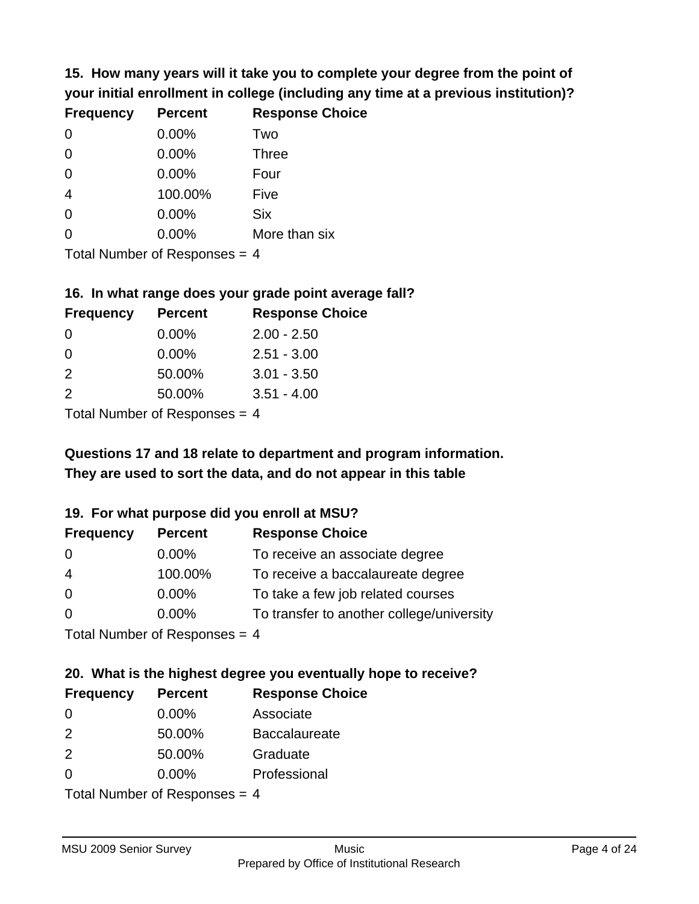**15. How many years will it take you to complete your degree from the point of your initial enrollment in college (including any time at a previous institution)?**

| Frequency | Percent | Response Choice |
| --- | --- | --- |
| 0 | 0.00% | Two |
| 0 | 0.00% | Three |
| 0 | 0.00% | Four |
| 4 | 100.00% | Five |
| 0 | 0.00% | Six |
| 0 | 0.00% | More than six |

Total Number of Responses = 4

**16. In what range does your grade point average fall?**

| Frequency | Percent | Response Choice |
| --- | --- | --- |
| 0 | 0.00% | 2.00 - 2.50 |
| 0 | 0.00% | 2.51 - 3.00 |
| 2 | 50.00% | 3.01 - 3.50 |
| 2 | 50.00% | 3.51 - 4.00 |

Total Number of Responses = 4

**Questions 17 and 18 relate to department and program information. They are used to sort the data, and do not appear in this table**

**19. For what purpose did you enroll at MSU?**

| Frequency | Percent | Response Choice |
| --- | --- | --- |
| 0 | 0.00% | To receive an associate degree |
| 4 | 100.00% | To receive a baccalaureate degree |
| 0 | 0.00% | To take a few job related courses |
| 0 | 0.00% | To transfer to another college/university |

Total Number of Responses = 4

**20. What is the highest degree you eventually hope to receive?**

| Frequency | Percent | Response Choice |
| --- | --- | --- |
| 0 | 0.00% | Associate |
| 2 | 50.00% | Baccalaureate |
| 2 | 50.00% | Graduate |
| 0 | 0.00% | Professional |

Total Number of Responses = 4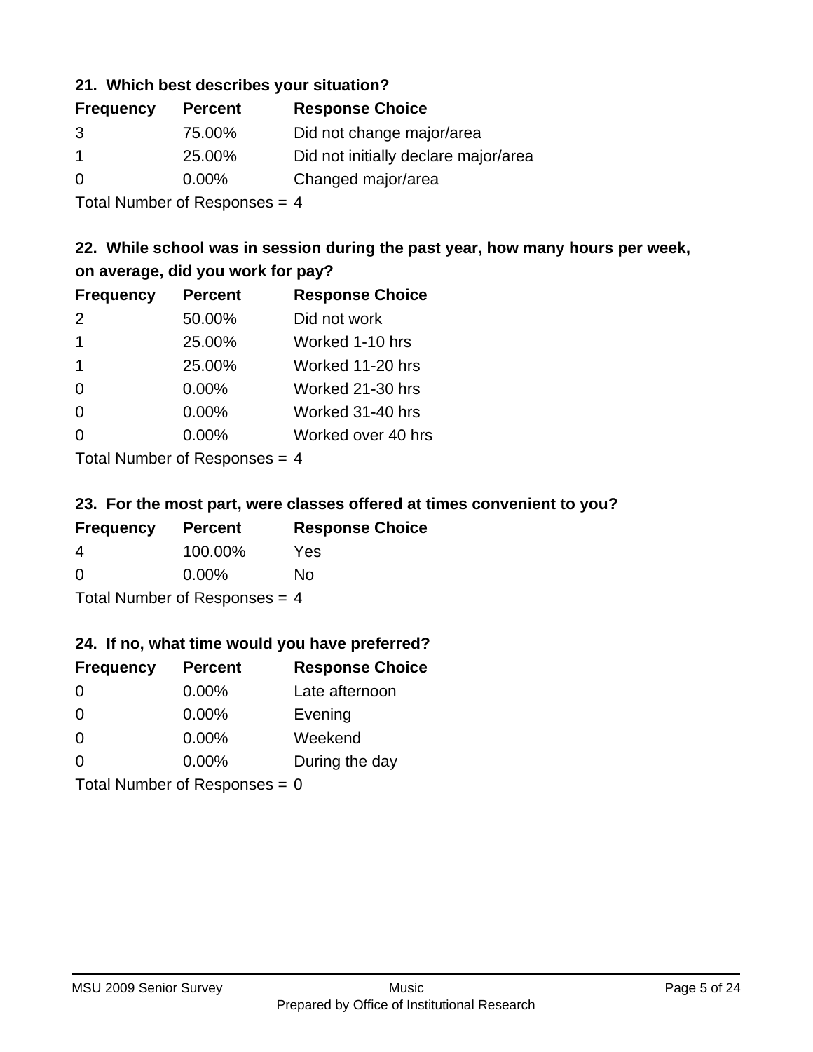### 21. Which best describes your situation?

| Frequency | Percent | Response Choice |
|---|---|---|
| 3 | 75.00% | Did not change major/area |
| 1 | 25.00% | Did not initially declare major/area |
| 0 | 0.00% | Changed major/area |

Total Number of Responses = 4

### 22. While school was in session during the past year, how many hours per week, on average, did you work for pay?

| Frequency | Percent | Response Choice |
|---|---|---|
| 2 | 50.00% | Did not work |
| 1 | 25.00% | Worked 1-10 hrs |
| 1 | 25.00% | Worked 11-20 hrs |
| 0 | 0.00% | Worked 21-30 hrs |
| 0 | 0.00% | Worked 31-40 hrs |
| 0 | 0.00% | Worked over 40 hrs |

Total Number of Responses = 4

### 23. For the most part, were classes offered at times convenient to you?

| Frequency | Percent | Response Choice |
|---|---|---|
| 4 | 100.00% | Yes |
| 0 | 0.00% | No |

Total Number of Responses = 4

### 24. If no, what time would you have preferred?

| Frequency | Percent | Response Choice |
|---|---|---|
| 0 | 0.00% | Late afternoon |
| 0 | 0.00% | Evening |
| 0 | 0.00% | Weekend |
| 0 | 0.00% | During the day |

Total Number of Responses = 0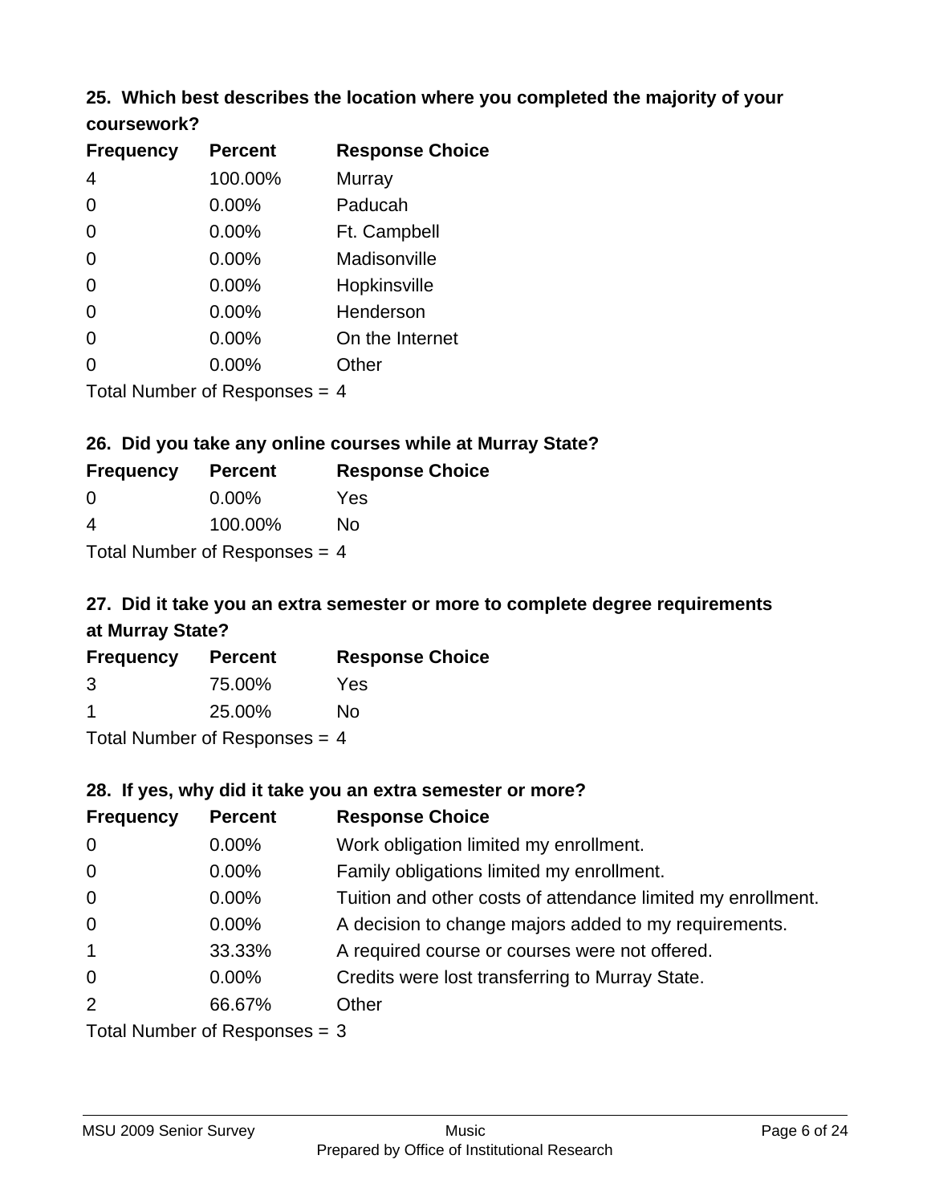### 25. Which best describes the location where you completed the majority of your coursework?

| Frequency | Percent | Response Choice |
|---|---|---|
| 4 | 100.00% | Murray |
| 0 | 0.00% | Paducah |
| 0 | 0.00% | Ft. Campbell |
| 0 | 0.00% | Madisonville |
| 0 | 0.00% | Hopkinsville |
| 0 | 0.00% | Henderson |
| 0 | 0.00% | On the Internet |
| 0 | 0.00% | Other |

Total Number of Responses = 4

### 26. Did you take any online courses while at Murray State?

| Frequency | Percent | Response Choice |
|---|---|---|
| 0 | 0.00% | Yes |
| 4 | 100.00% | No |

Total Number of Responses = 4

### 27. Did it take you an extra semester or more to complete degree requirements at Murray State?

| Frequency | Percent | Response Choice |
|---|---|---|
| 3 | 75.00% | Yes |
| 1 | 25.00% | No |

Total Number of Responses = 4

### 28. If yes, why did it take you an extra semester or more?

| Frequency | Percent | Response Choice |
|---|---|---|
| 0 | 0.00% | Work obligation limited my enrollment. |
| 0 | 0.00% | Family obligations limited my enrollment. |
| 0 | 0.00% | Tuition and other costs of attendance limited my enrollment. |
| 0 | 0.00% | A decision to change majors added to my requirements. |
| 1 | 33.33% | A required course or courses were not offered. |
| 0 | 0.00% | Credits were lost transferring to Murray State. |
| 2 | 66.67% | Other |

Total Number of Responses = 3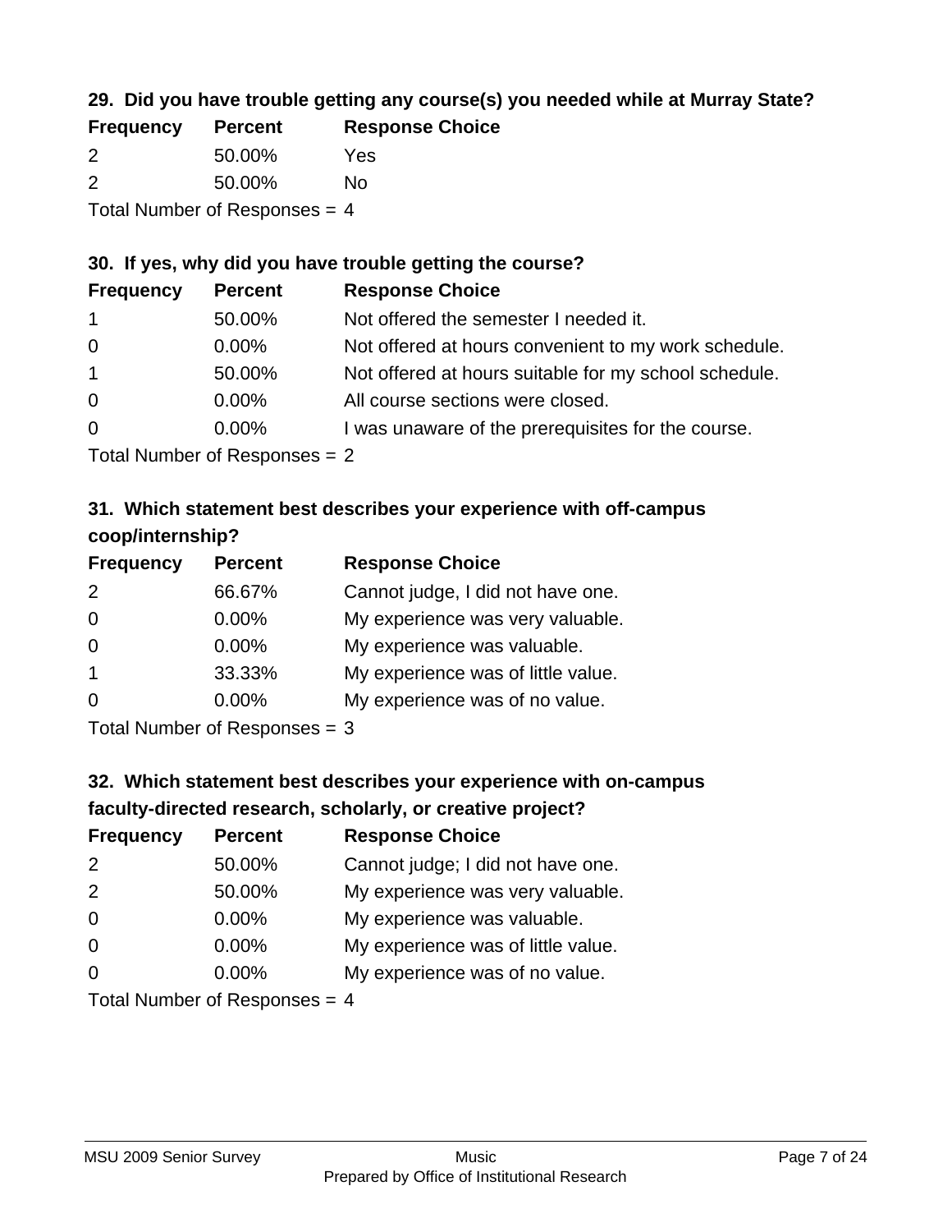### 29. Did you have trouble getting any course(s) you needed while at Murray State?

| Frequency | Percent | Response Choice |
| --- | --- | --- |
| 2 | 50.00% | Yes |
| 2 | 50.00% | No |

Total Number of Responses = 4

### 30. If yes, why did you have trouble getting the course?

| Frequency | Percent | Response Choice |
| --- | --- | --- |
| 1 | 50.00% | Not offered the semester I needed it. |
| 0 | 0.00% | Not offered at hours convenient to my work schedule. |
| 1 | 50.00% | Not offered at hours suitable for my school schedule. |
| 0 | 0.00% | All course sections were closed. |
| 0 | 0.00% | I was unaware of the prerequisites for the course. |

Total Number of Responses = 2

### 31. Which statement best describes your experience with off-campus coop/internship?

| Frequency | Percent | Response Choice |
| --- | --- | --- |
| 2 | 66.67% | Cannot judge, I did not have one. |
| 0 | 0.00% | My experience was very valuable. |
| 0 | 0.00% | My experience was valuable. |
| 1 | 33.33% | My experience was of little value. |
| 0 | 0.00% | My experience was of no value. |

Total Number of Responses = 3

### 32. Which statement best describes your experience with on-campus faculty-directed research, scholarly, or creative project?

| Frequency | Percent | Response Choice |
| --- | --- | --- |
| 2 | 50.00% | Cannot judge; I did not have one. |
| 2 | 50.00% | My experience was very valuable. |
| 0 | 0.00% | My experience was valuable. |
| 0 | 0.00% | My experience was of little value. |
| 0 | 0.00% | My experience was of no value. |

Total Number of Responses = 4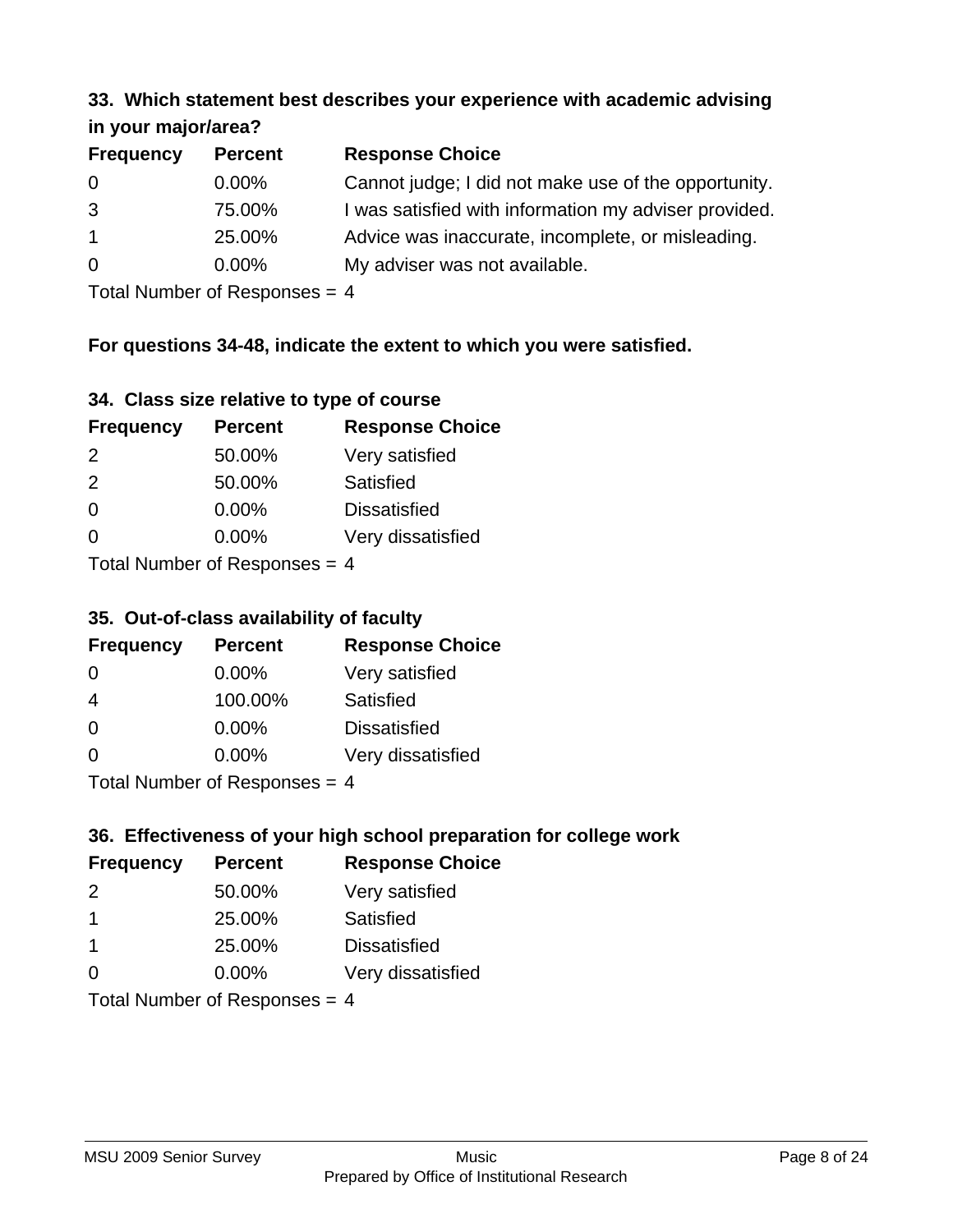### 33. Which statement best describes your experience with academic advising in your major/area?

| Frequency | Percent | Response Choice |
|---|---|---|
| 0 | 0.00% | Cannot judge; I did not make use of the opportunity. |
| 3 | 75.00% | I was satisfied with information my adviser provided. |
| 1 | 25.00% | Advice was inaccurate, incomplete, or misleading. |
| 0 | 0.00% | My adviser was not available. |

Total Number of Responses = 4

**For questions 34-48, indicate the extent to which you were satisfied.**

### 34. Class size relative to type of course

| Frequency | Percent | Response Choice |
|---|---|---|
| 2 | 50.00% | Very satisfied |
| 2 | 50.00% | Satisfied |
| 0 | 0.00% | Dissatisfied |
| 0 | 0.00% | Very dissatisfied |

Total Number of Responses = 4

### 35. Out-of-class availability of faculty

| Frequency | Percent | Response Choice |
|---|---|---|
| 0 | 0.00% | Very satisfied |
| 4 | 100.00% | Satisfied |
| 0 | 0.00% | Dissatisfied |
| 0 | 0.00% | Very dissatisfied |

Total Number of Responses = 4

### 36. Effectiveness of your high school preparation for college work

| Frequency | Percent | Response Choice |
|---|---|---|
| 2 | 50.00% | Very satisfied |
| 1 | 25.00% | Satisfied |
| 1 | 25.00% | Dissatisfied |
| 0 | 0.00% | Very dissatisfied |

Total Number of Responses = 4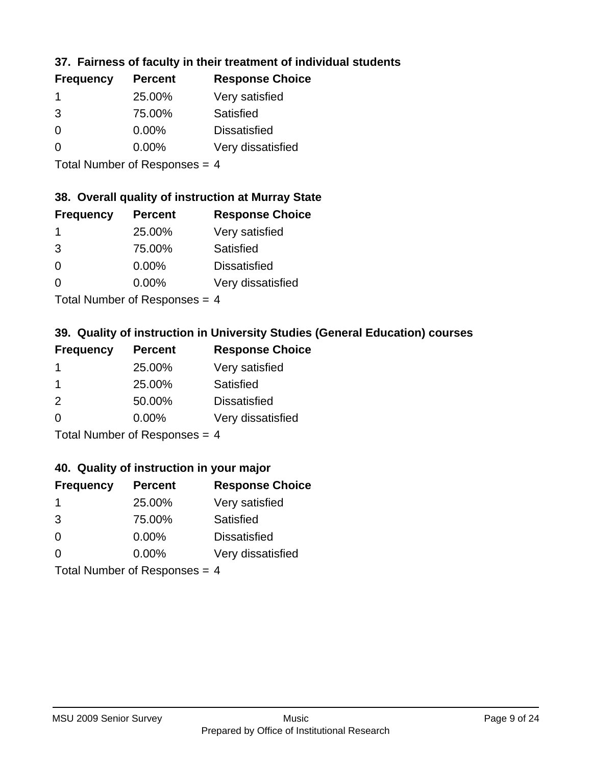### 37. Fairness of faculty in their treatment of individual students

| Frequency | Percent | Response Choice |
|---|---|---|
| 1 | 25.00% | Very satisfied |
| 3 | 75.00% | Satisfied |
| 0 | 0.00% | Dissatisfied |
| 0 | 0.00% | Very dissatisfied |

Total Number of Responses = 4

### 38. Overall quality of instruction at Murray State

| Frequency | Percent | Response Choice |
|---|---|---|
| 1 | 25.00% | Very satisfied |
| 3 | 75.00% | Satisfied |
| 0 | 0.00% | Dissatisfied |
| 0 | 0.00% | Very dissatisfied |

Total Number of Responses = 4

### 39. Quality of instruction in University Studies (General Education) courses

| Frequency | Percent | Response Choice |
|---|---|---|
| 1 | 25.00% | Very satisfied |
| 1 | 25.00% | Satisfied |
| 2 | 50.00% | Dissatisfied |
| 0 | 0.00% | Very dissatisfied |

Total Number of Responses = 4

### 40. Quality of instruction in your major

| Frequency | Percent | Response Choice |
|---|---|---|
| 1 | 25.00% | Very satisfied |
| 3 | 75.00% | Satisfied |
| 0 | 0.00% | Dissatisfied |
| 0 | 0.00% | Very dissatisfied |

Total Number of Responses = 4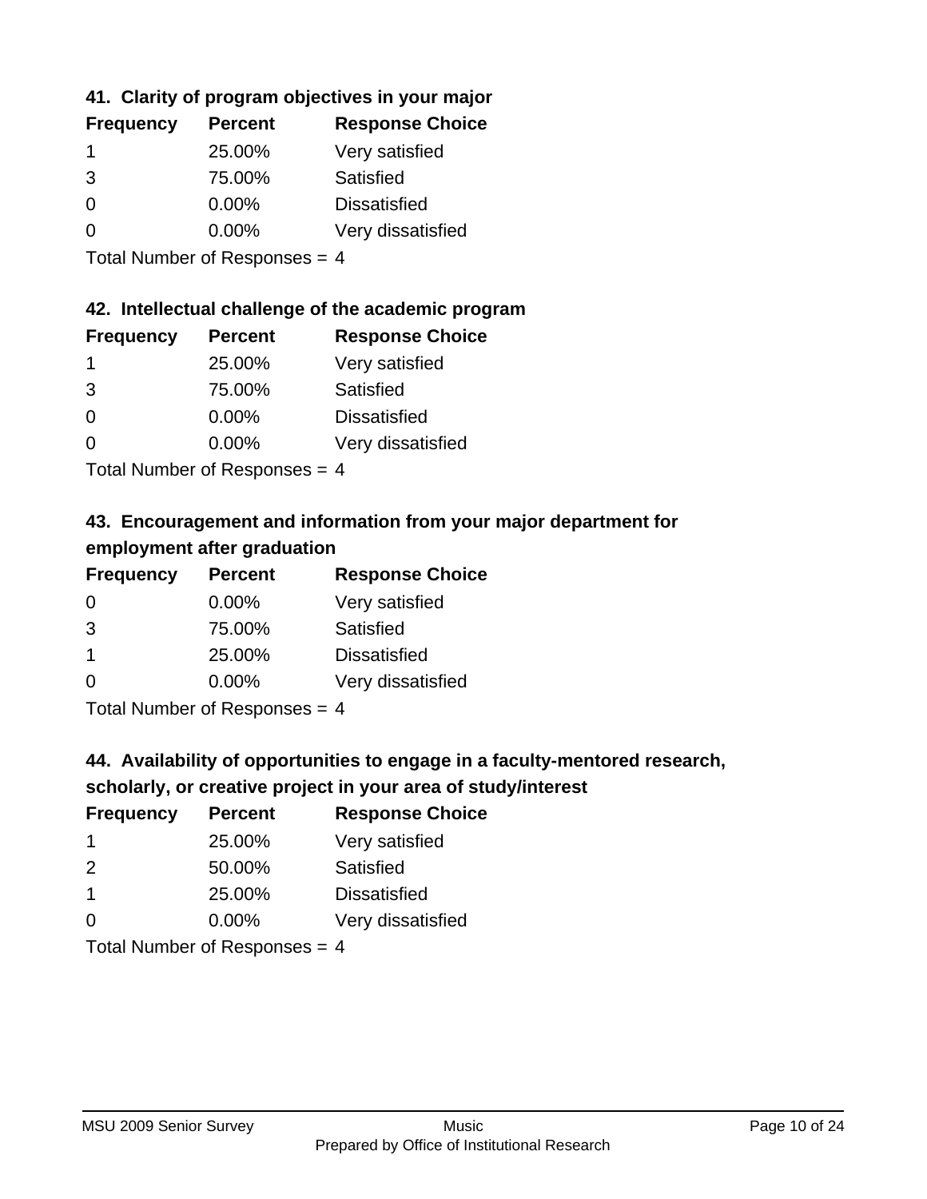### 41. Clarity of program objectives in your major

| Frequency | Percent | Response Choice |
|---|---|---|
| 1 | 25.00% | Very satisfied |
| 3 | 75.00% | Satisfied |
| 0 | 0.00% | Dissatisfied |
| 0 | 0.00% | Very dissatisfied |

Total Number of Responses = 4

### 42. Intellectual challenge of the academic program

| Frequency | Percent | Response Choice |
|---|---|---|
| 1 | 25.00% | Very satisfied |
| 3 | 75.00% | Satisfied |
| 0 | 0.00% | Dissatisfied |
| 0 | 0.00% | Very dissatisfied |

Total Number of Responses = 4

### 43. Encouragement and information from your major department for employment after graduation

| Frequency | Percent | Response Choice |
|---|---|---|
| 0 | 0.00% | Very satisfied |
| 3 | 75.00% | Satisfied |
| 1 | 25.00% | Dissatisfied |
| 0 | 0.00% | Very dissatisfied |

Total Number of Responses = 4

### 44. Availability of opportunities to engage in a faculty-mentored research, scholarly, or creative project in your area of study/interest

| Frequency | Percent | Response Choice |
|---|---|---|
| 1 | 25.00% | Very satisfied |
| 2 | 50.00% | Satisfied |
| 1 | 25.00% | Dissatisfied |
| 0 | 0.00% | Very dissatisfied |

Total Number of Responses = 4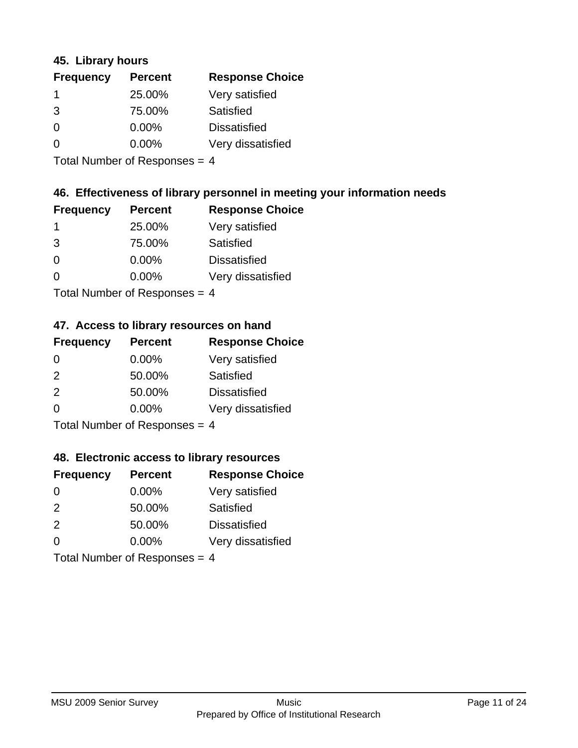### 45. Library hours

| Frequency | Percent | Response Choice |
|---|---|---|
| 1 | 25.00% | Very satisfied |
| 3 | 75.00% | Satisfied |
| 0 | 0.00% | Dissatisfied |
| 0 | 0.00% | Very dissatisfied |

Total Number of Responses = 4

### 46. Effectiveness of library personnel in meeting your information needs

| Frequency | Percent | Response Choice |
|---|---|---|
| 1 | 25.00% | Very satisfied |
| 3 | 75.00% | Satisfied |
| 0 | 0.00% | Dissatisfied |
| 0 | 0.00% | Very dissatisfied |

Total Number of Responses = 4

### 47. Access to library resources on hand

| Frequency | Percent | Response Choice |
|---|---|---|
| 0 | 0.00% | Very satisfied |
| 2 | 50.00% | Satisfied |
| 2 | 50.00% | Dissatisfied |
| 0 | 0.00% | Very dissatisfied |

Total Number of Responses = 4

### 48. Electronic access to library resources

| Frequency | Percent | Response Choice |
|---|---|---|
| 0 | 0.00% | Very satisfied |
| 2 | 50.00% | Satisfied |
| 2 | 50.00% | Dissatisfied |
| 0 | 0.00% | Very dissatisfied |

Total Number of Responses = 4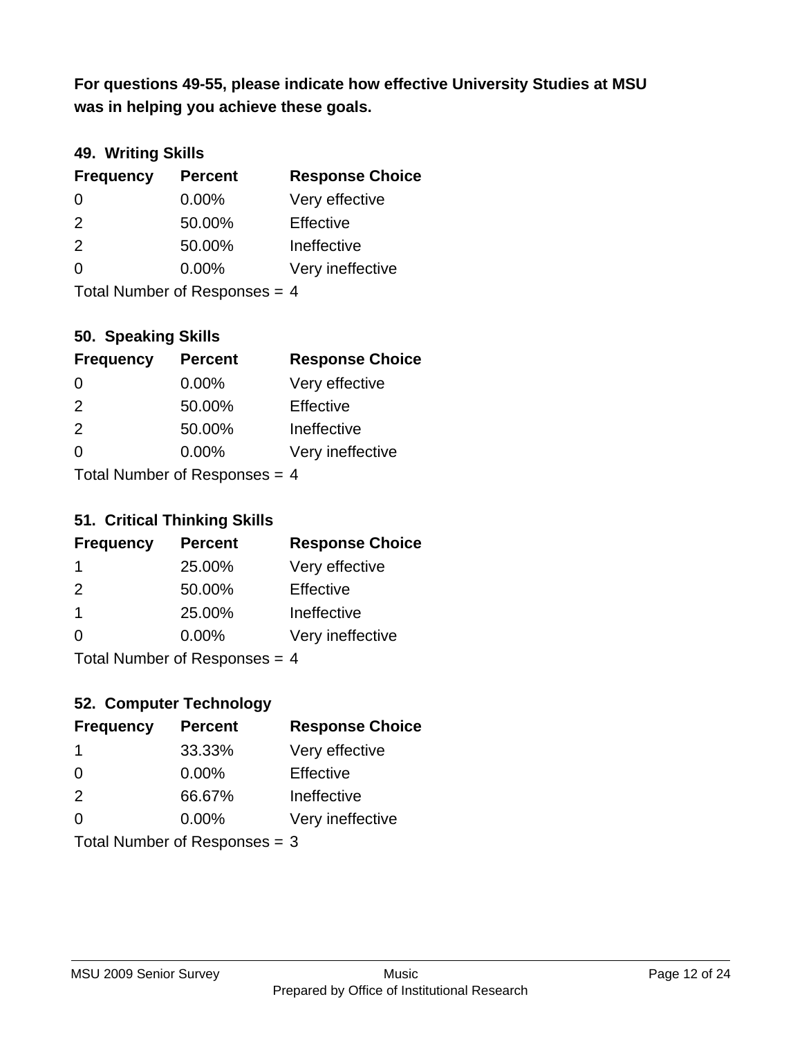**For questions 49-55, please indicate how effective University Studies at MSU was in helping you achieve these goals.**

### 49. Writing Skills

| Frequency | Percent | Response Choice |
|---|---|---|
| 0 | 0.00% | Very effective |
| 2 | 50.00% | Effective |
| 2 | 50.00% | Ineffective |
| 0 | 0.00% | Very ineffective |

Total Number of Responses = 4

### 50. Speaking Skills

| Frequency | Percent | Response Choice |
|---|---|---|
| 0 | 0.00% | Very effective |
| 2 | 50.00% | Effective |
| 2 | 50.00% | Ineffective |
| 0 | 0.00% | Very ineffective |

Total Number of Responses = 4

### 51. Critical Thinking Skills

| Frequency | Percent | Response Choice |
|---|---|---|
| 1 | 25.00% | Very effective |
| 2 | 50.00% | Effective |
| 1 | 25.00% | Ineffective |
| 0 | 0.00% | Very ineffective |

Total Number of Responses = 4

### 52. Computer Technology

| Frequency | Percent | Response Choice |
|---|---|---|
| 1 | 33.33% | Very effective |
| 0 | 0.00% | Effective |
| 2 | 66.67% | Ineffective |
| 0 | 0.00% | Very ineffective |

Total Number of Responses = 3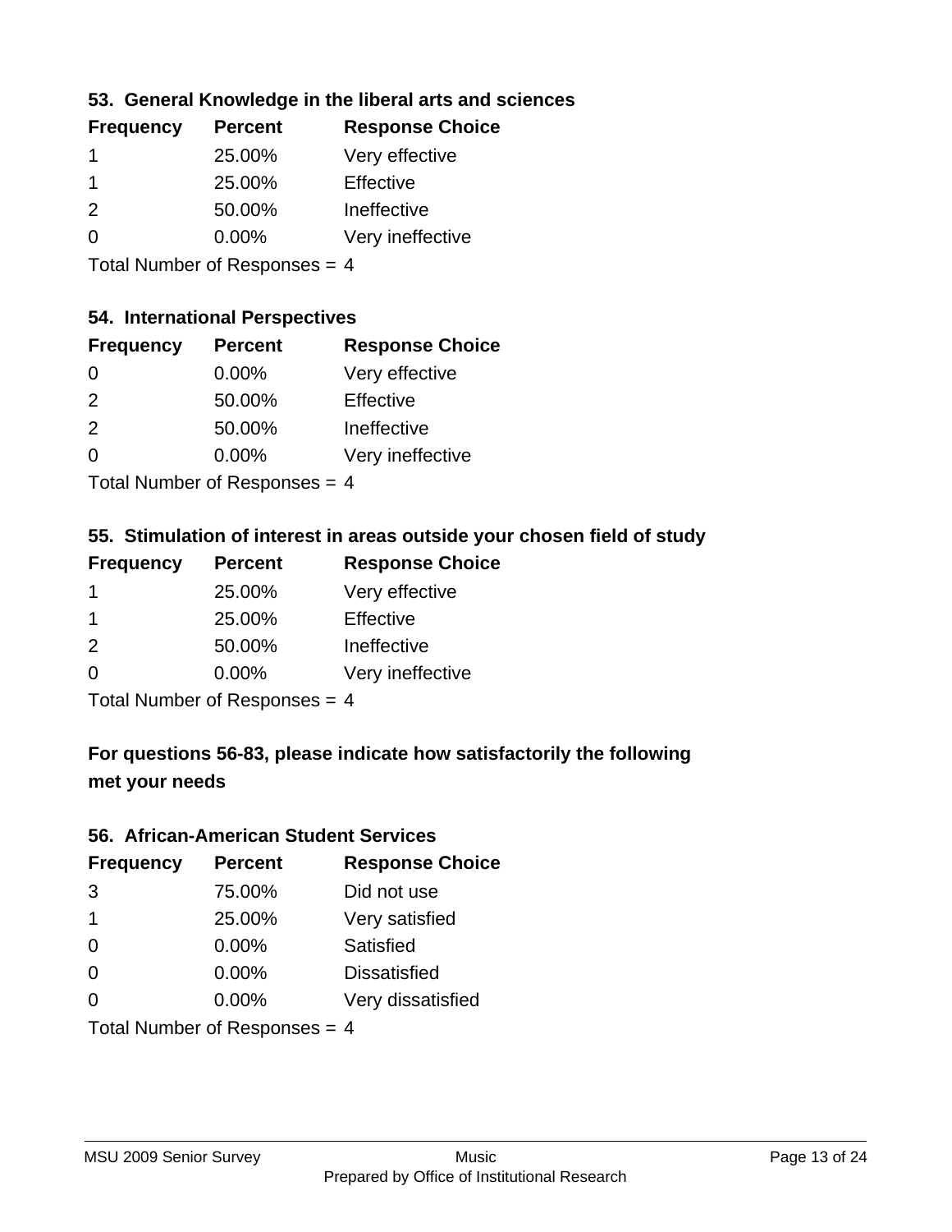### 53. General Knowledge in the liberal arts and sciences

| Frequency | Percent | Response Choice |
|---|---|---|
| 1 | 25.00% | Very effective |
| 1 | 25.00% | Effective |
| 2 | 50.00% | Ineffective |
| 0 | 0.00% | Very ineffective |

Total Number of Responses = 4

### 54. International Perspectives

| Frequency | Percent | Response Choice |
|---|---|---|
| 0 | 0.00% | Very effective |
| 2 | 50.00% | Effective |
| 2 | 50.00% | Ineffective |
| 0 | 0.00% | Very ineffective |

Total Number of Responses = 4

### 55. Stimulation of interest in areas outside your chosen field of study

| Frequency | Percent | Response Choice |
|---|---|---|
| 1 | 25.00% | Very effective |
| 1 | 25.00% | Effective |
| 2 | 50.00% | Ineffective |
| 0 | 0.00% | Very ineffective |

Total Number of Responses = 4

### For questions 56-83, please indicate how satisfactorily the following met your needs

### 56. African-American Student Services

| Frequency | Percent | Response Choice |
|---|---|---|
| 3 | 75.00% | Did not use |
| 1 | 25.00% | Very satisfied |
| 0 | 0.00% | Satisfied |
| 0 | 0.00% | Dissatisfied |
| 0 | 0.00% | Very dissatisfied |

Total Number of Responses = 4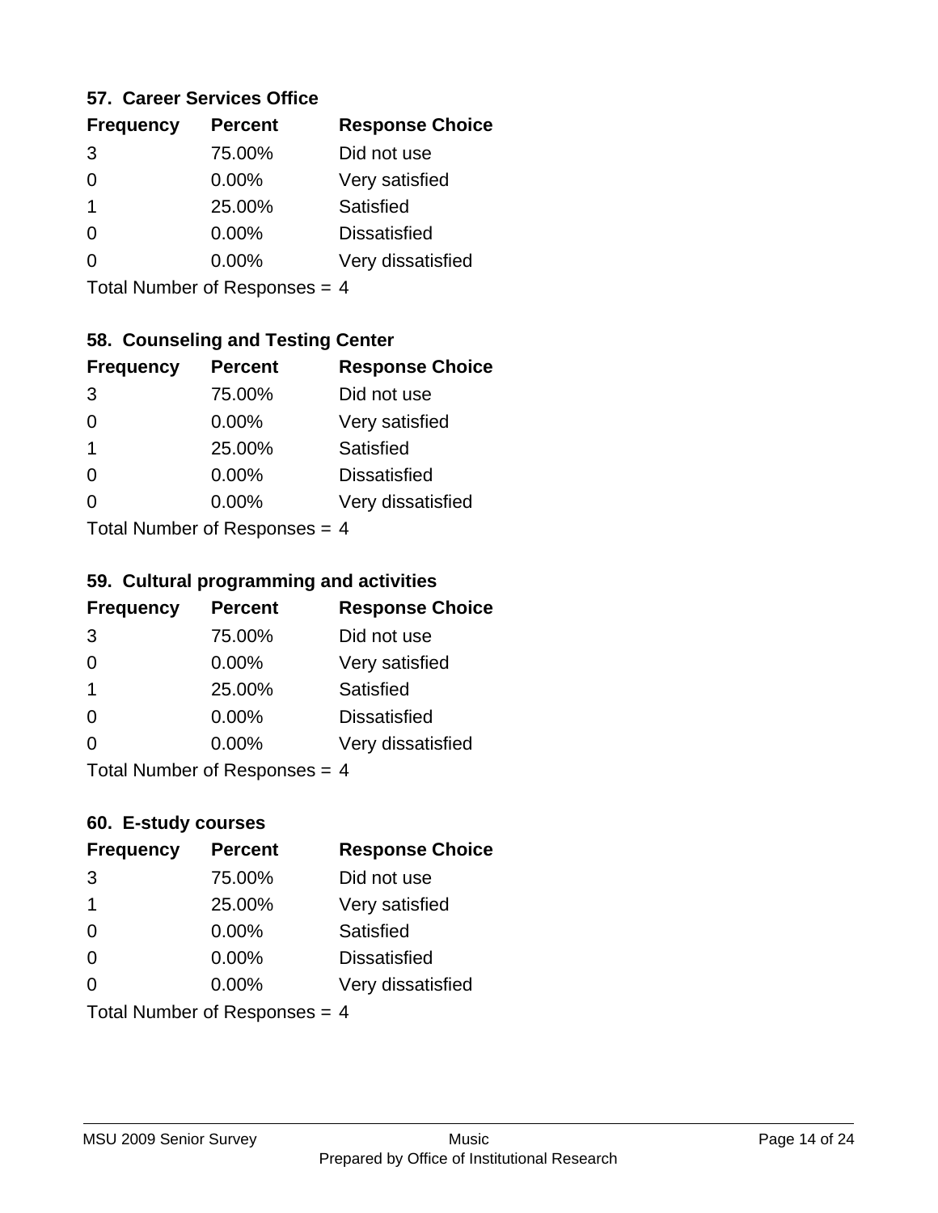### 57. Career Services Office

| Frequency | Percent | Response Choice |
|---|---|---|
| 3 | 75.00% | Did not use |
| 0 | 0.00% | Very satisfied |
| 1 | 25.00% | Satisfied |
| 0 | 0.00% | Dissatisfied |
| 0 | 0.00% | Very dissatisfied |

Total Number of Responses = 4

### 58. Counseling and Testing Center

| Frequency | Percent | Response Choice |
|---|---|---|
| 3 | 75.00% | Did not use |
| 0 | 0.00% | Very satisfied |
| 1 | 25.00% | Satisfied |
| 0 | 0.00% | Dissatisfied |
| 0 | 0.00% | Very dissatisfied |

Total Number of Responses = 4

### 59. Cultural programming and activities

| Frequency | Percent | Response Choice |
|---|---|---|
| 3 | 75.00% | Did not use |
| 0 | 0.00% | Very satisfied |
| 1 | 25.00% | Satisfied |
| 0 | 0.00% | Dissatisfied |
| 0 | 0.00% | Very dissatisfied |

Total Number of Responses = 4

### 60. E-study courses

| Frequency | Percent | Response Choice |
|---|---|---|
| 3 | 75.00% | Did not use |
| 1 | 25.00% | Very satisfied |
| 0 | 0.00% | Satisfied |
| 0 | 0.00% | Dissatisfied |
| 0 | 0.00% | Very dissatisfied |

Total Number of Responses = 4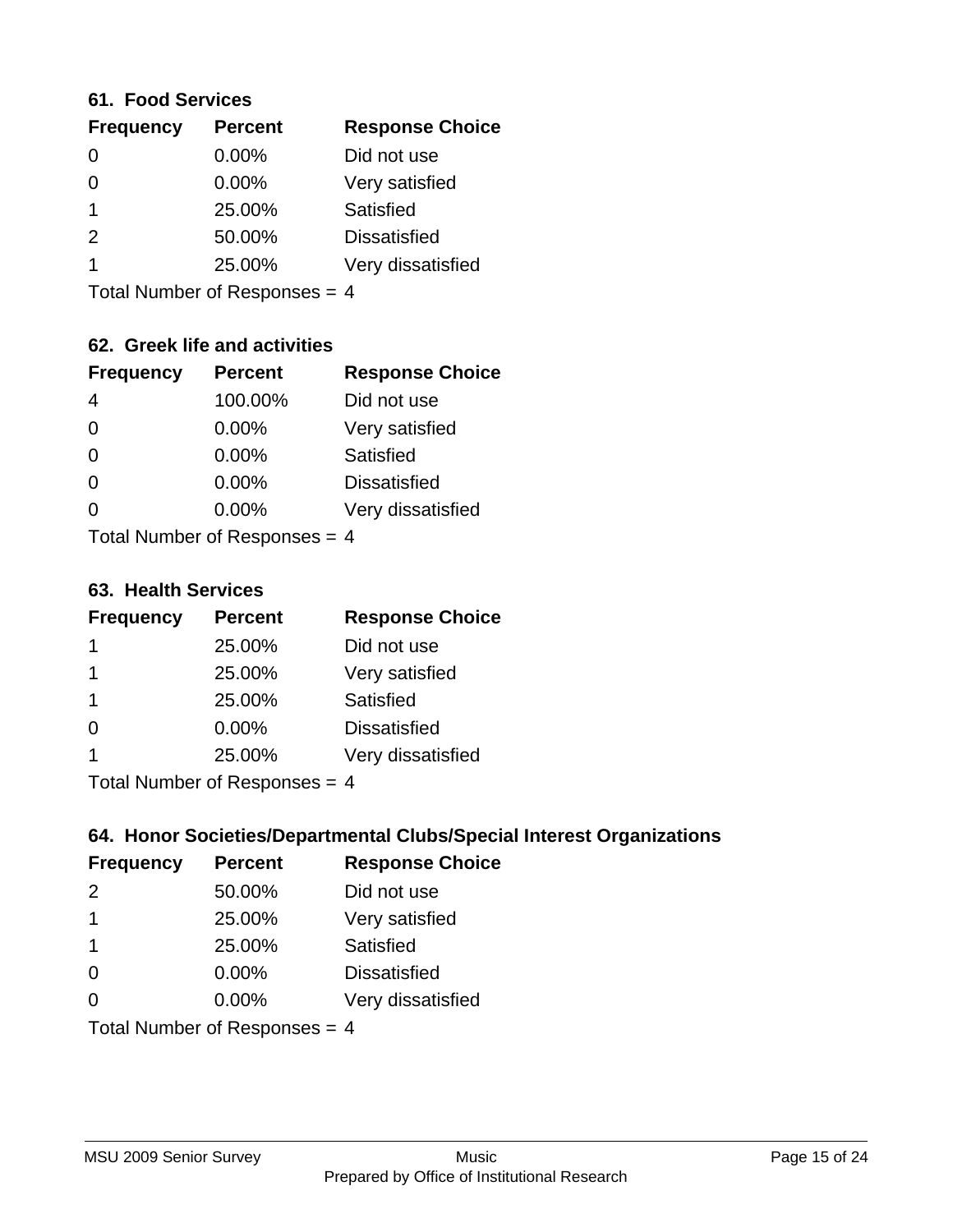### 61. Food Services

| Frequency | Percent | Response Choice |
|---|---|---|
| 0 | 0.00% | Did not use |
| 0 | 0.00% | Very satisfied |
| 1 | 25.00% | Satisfied |
| 2 | 50.00% | Dissatisfied |
| 1 | 25.00% | Very dissatisfied |

Total Number of Responses = 4

### 62. Greek life and activities

| Frequency | Percent | Response Choice |
|---|---|---|
| 4 | 100.00% | Did not use |
| 0 | 0.00% | Very satisfied |
| 0 | 0.00% | Satisfied |
| 0 | 0.00% | Dissatisfied |
| 0 | 0.00% | Very dissatisfied |

Total Number of Responses = 4

### 63. Health Services

| Frequency | Percent | Response Choice |
|---|---|---|
| 1 | 25.00% | Did not use |
| 1 | 25.00% | Very satisfied |
| 1 | 25.00% | Satisfied |
| 0 | 0.00% | Dissatisfied |
| 1 | 25.00% | Very dissatisfied |

Total Number of Responses = 4

### 64. Honor Societies/Departmental Clubs/Special Interest Organizations

| Frequency | Percent | Response Choice |
|---|---|---|
| 2 | 50.00% | Did not use |
| 1 | 25.00% | Very satisfied |
| 1 | 25.00% | Satisfied |
| 0 | 0.00% | Dissatisfied |
| 0 | 0.00% | Very dissatisfied |

Total Number of Responses = 4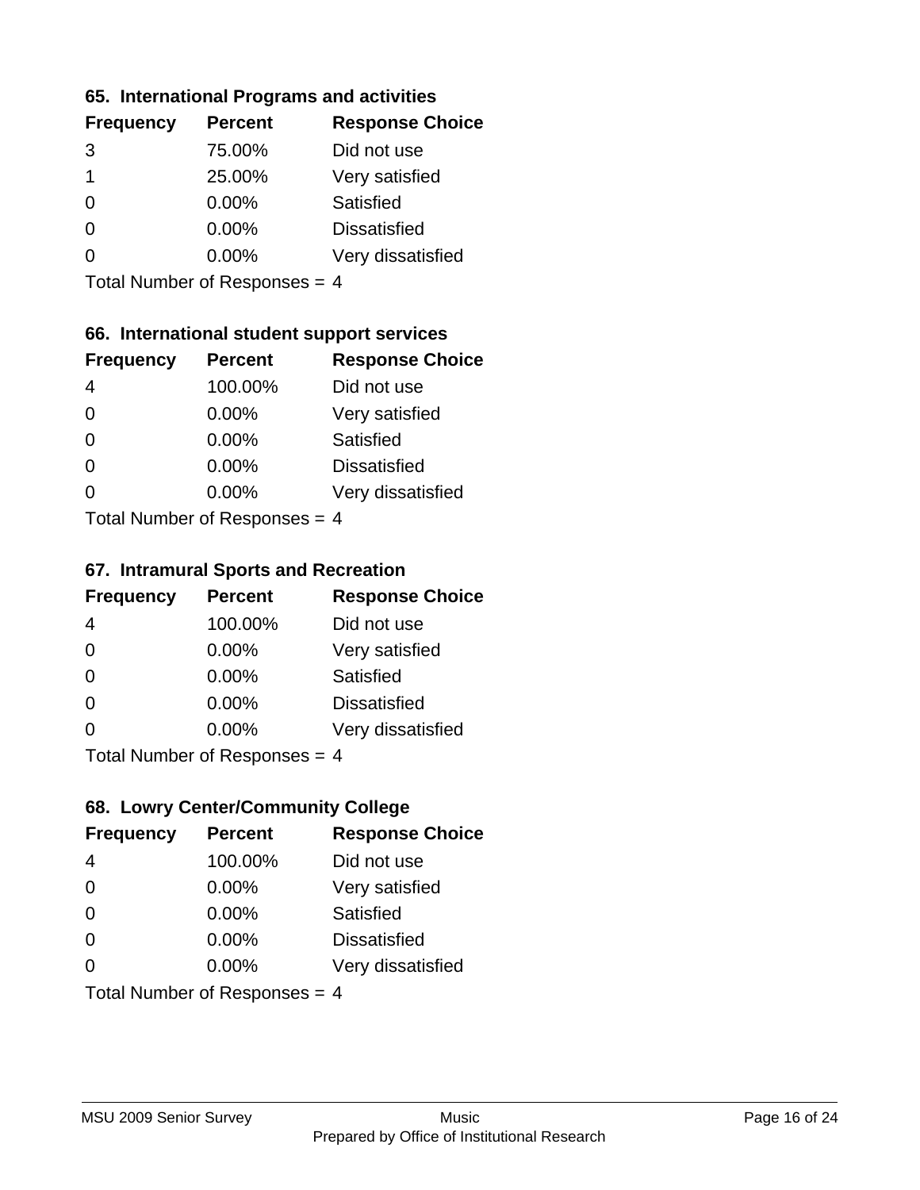### 65. International Programs and activities

| Frequency | Percent | Response Choice |
|---|---|---|
| 3 | 75.00% | Did not use |
| 1 | 25.00% | Very satisfied |
| 0 | 0.00% | Satisfied |
| 0 | 0.00% | Dissatisfied |
| 0 | 0.00% | Very dissatisfied |

Total Number of Responses = 4

### 66. International student support services

| Frequency | Percent | Response Choice |
|---|---|---|
| 4 | 100.00% | Did not use |
| 0 | 0.00% | Very satisfied |
| 0 | 0.00% | Satisfied |
| 0 | 0.00% | Dissatisfied |
| 0 | 0.00% | Very dissatisfied |

Total Number of Responses = 4

### 67. Intramural Sports and Recreation

| Frequency | Percent | Response Choice |
|---|---|---|
| 4 | 100.00% | Did not use |
| 0 | 0.00% | Very satisfied |
| 0 | 0.00% | Satisfied |
| 0 | 0.00% | Dissatisfied |
| 0 | 0.00% | Very dissatisfied |

Total Number of Responses = 4

### 68. Lowry Center/Community College

| Frequency | Percent | Response Choice |
|---|---|---|
| 4 | 100.00% | Did not use |
| 0 | 0.00% | Very satisfied |
| 0 | 0.00% | Satisfied |
| 0 | 0.00% | Dissatisfied |
| 0 | 0.00% | Very dissatisfied |

Total Number of Responses = 4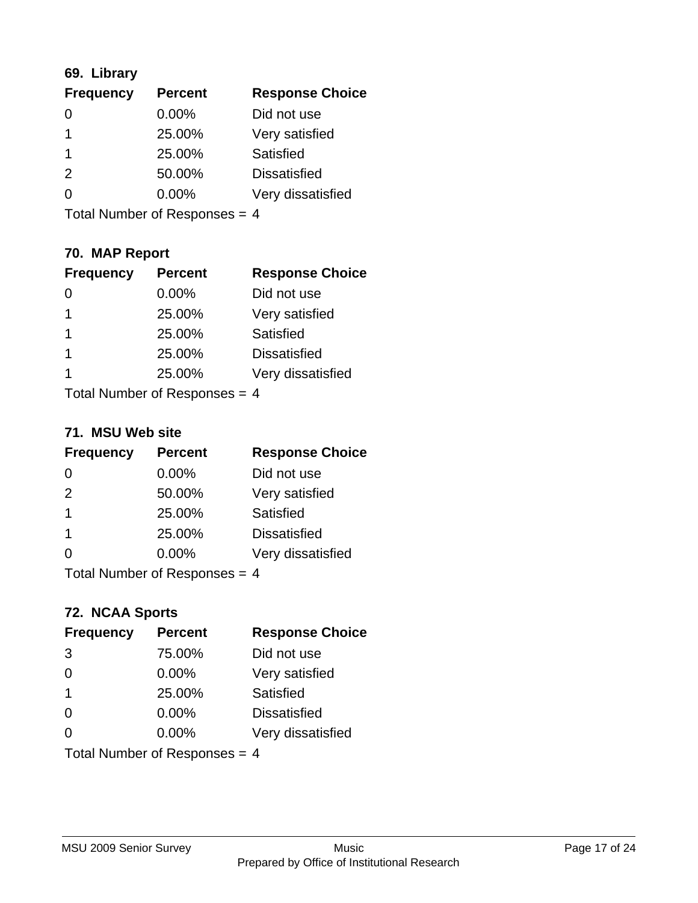### 69. Library

| Frequency | Percent | Response Choice |
|---|---|---|
| 0 | 0.00% | Did not use |
| 1 | 25.00% | Very satisfied |
| 1 | 25.00% | Satisfied |
| 2 | 50.00% | Dissatisfied |
| 0 | 0.00% | Very dissatisfied |

Total Number of Responses = 4

### 70. MAP Report

| Frequency | Percent | Response Choice |
|---|---|---|
| 0 | 0.00% | Did not use |
| 1 | 25.00% | Very satisfied |
| 1 | 25.00% | Satisfied |
| 1 | 25.00% | Dissatisfied |
| 1 | 25.00% | Very dissatisfied |

Total Number of Responses = 4

### 71. MSU Web site

| Frequency | Percent | Response Choice |
|---|---|---|
| 0 | 0.00% | Did not use |
| 2 | 50.00% | Very satisfied |
| 1 | 25.00% | Satisfied |
| 1 | 25.00% | Dissatisfied |
| 0 | 0.00% | Very dissatisfied |

Total Number of Responses = 4

### 72. NCAA Sports

| Frequency | Percent | Response Choice |
|---|---|---|
| 3 | 75.00% | Did not use |
| 0 | 0.00% | Very satisfied |
| 1 | 25.00% | Satisfied |
| 0 | 0.00% | Dissatisfied |
| 0 | 0.00% | Very dissatisfied |

Total Number of Responses = 4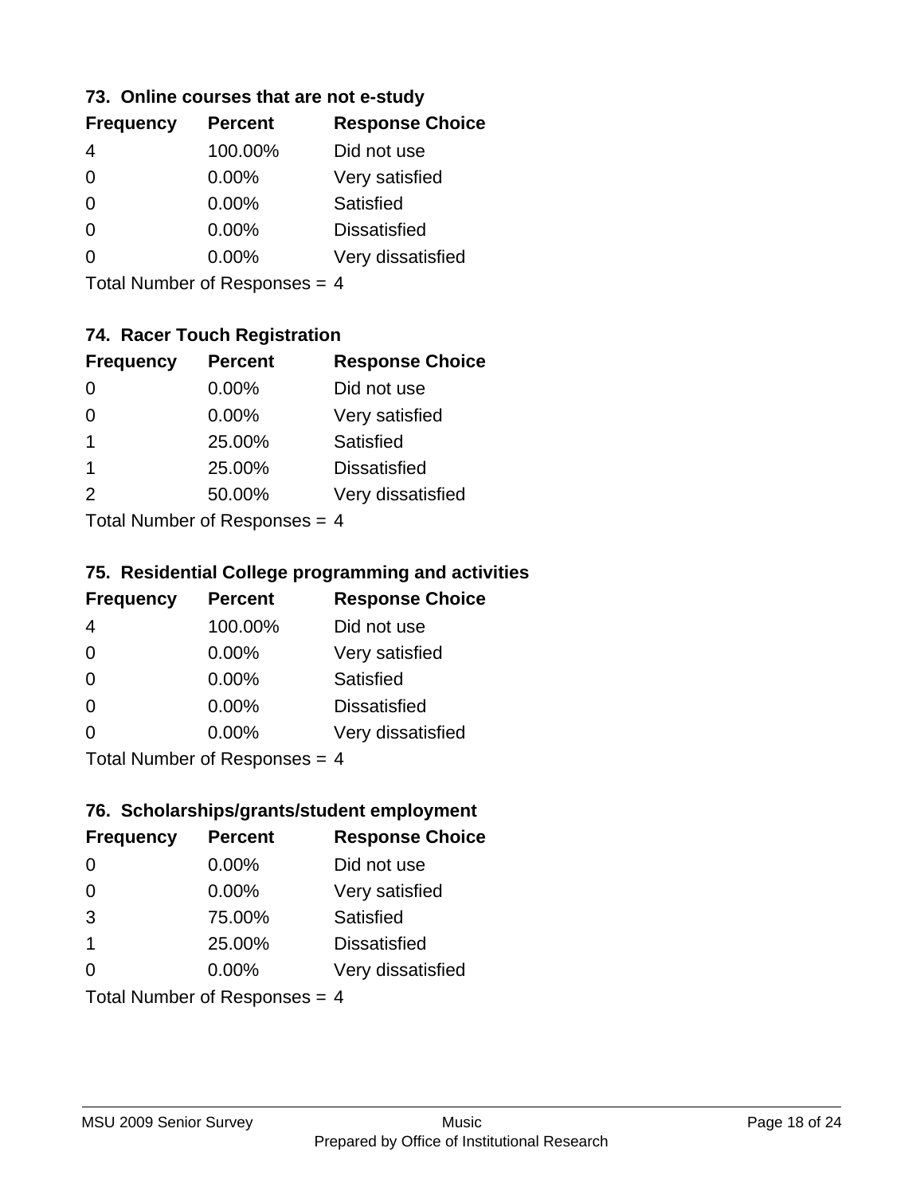### 73. Online courses that are not e-study

| Frequency | Percent | Response Choice |
|---|---|---|
| 4 | 100.00% | Did not use |
| 0 | 0.00% | Very satisfied |
| 0 | 0.00% | Satisfied |
| 0 | 0.00% | Dissatisfied |
| 0 | 0.00% | Very dissatisfied |

Total Number of Responses = 4

### 74. Racer Touch Registration

| Frequency | Percent | Response Choice |
|---|---|---|
| 0 | 0.00% | Did not use |
| 0 | 0.00% | Very satisfied |
| 1 | 25.00% | Satisfied |
| 1 | 25.00% | Dissatisfied |
| 2 | 50.00% | Very dissatisfied |

Total Number of Responses = 4

### 75. Residential College programming and activities

| Frequency | Percent | Response Choice |
|---|---|---|
| 4 | 100.00% | Did not use |
| 0 | 0.00% | Very satisfied |
| 0 | 0.00% | Satisfied |
| 0 | 0.00% | Dissatisfied |
| 0 | 0.00% | Very dissatisfied |

Total Number of Responses = 4

### 76. Scholarships/grants/student employment

| Frequency | Percent | Response Choice |
|---|---|---|
| 0 | 0.00% | Did not use |
| 0 | 0.00% | Very satisfied |
| 3 | 75.00% | Satisfied |
| 1 | 25.00% | Dissatisfied |
| 0 | 0.00% | Very dissatisfied |

Total Number of Responses = 4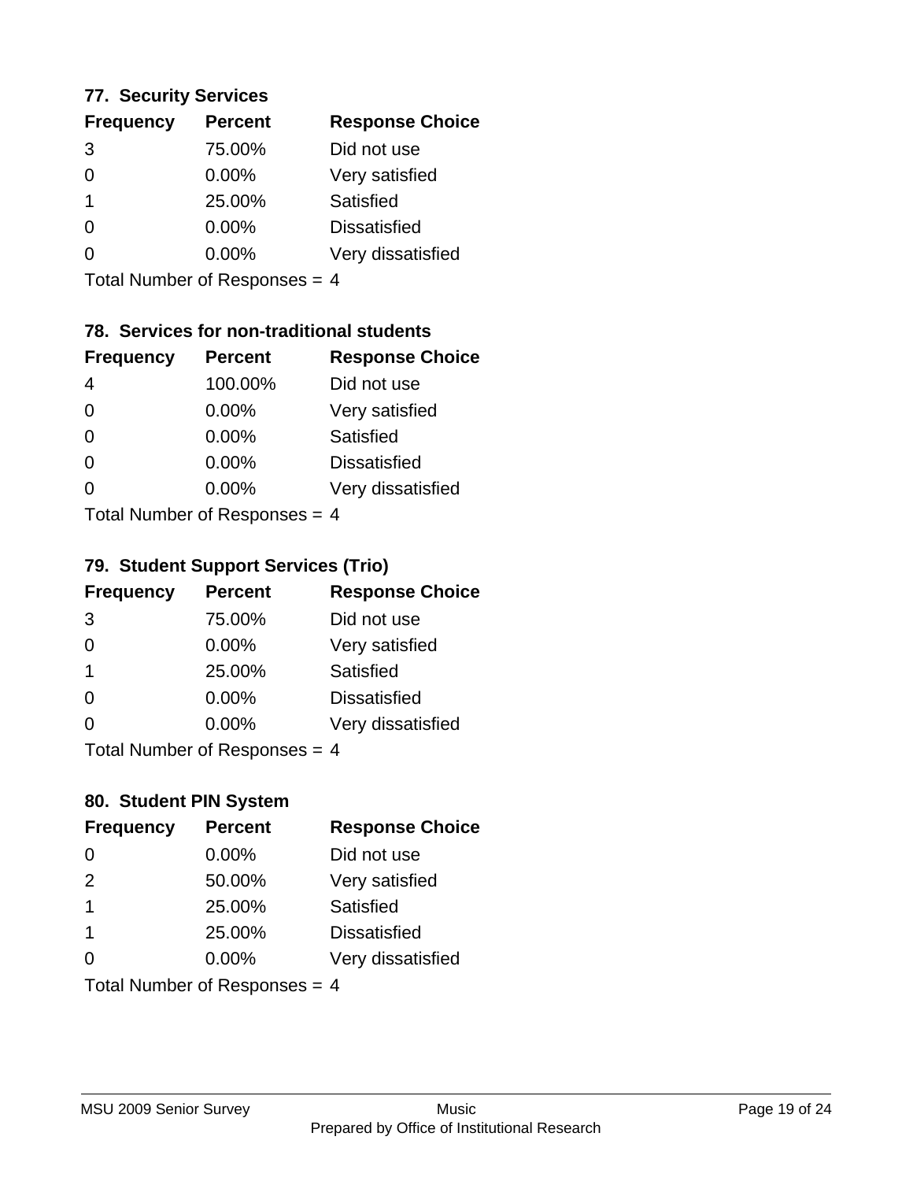### 77. Security Services

| Frequency | Percent | Response Choice |
|---|---|---|
| 3 | 75.00% | Did not use |
| 0 | 0.00% | Very satisfied |
| 1 | 25.00% | Satisfied |
| 0 | 0.00% | Dissatisfied |
| 0 | 0.00% | Very dissatisfied |

Total Number of Responses = 4

### 78. Services for non-traditional students

| Frequency | Percent | Response Choice |
|---|---|---|
| 4 | 100.00% | Did not use |
| 0 | 0.00% | Very satisfied |
| 0 | 0.00% | Satisfied |
| 0 | 0.00% | Dissatisfied |
| 0 | 0.00% | Very dissatisfied |

Total Number of Responses = 4

### 79. Student Support Services (Trio)

| Frequency | Percent | Response Choice |
|---|---|---|
| 3 | 75.00% | Did not use |
| 0 | 0.00% | Very satisfied |
| 1 | 25.00% | Satisfied |
| 0 | 0.00% | Dissatisfied |
| 0 | 0.00% | Very dissatisfied |

Total Number of Responses = 4

### 80. Student PIN System

| Frequency | Percent | Response Choice |
|---|---|---|
| 0 | 0.00% | Did not use |
| 2 | 50.00% | Very satisfied |
| 1 | 25.00% | Satisfied |
| 1 | 25.00% | Dissatisfied |
| 0 | 0.00% | Very dissatisfied |

Total Number of Responses = 4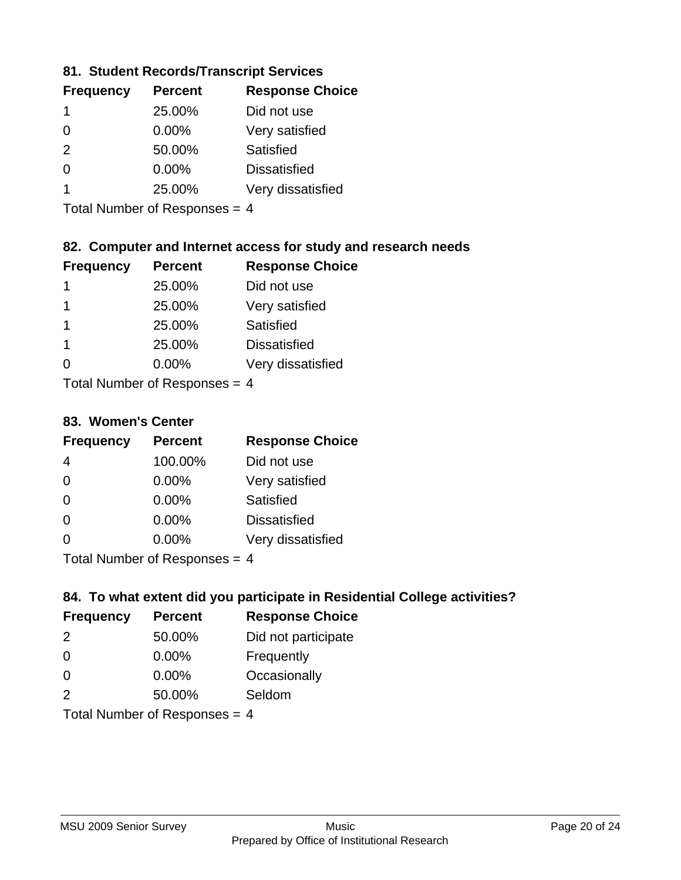### 81. Student Records/Transcript Services

| Frequency | Percent | Response Choice |
|---|---|---|
| 1 | 25.00% | Did not use |
| 0 | 0.00% | Very satisfied |
| 2 | 50.00% | Satisfied |
| 0 | 0.00% | Dissatisfied |
| 1 | 25.00% | Very dissatisfied |

Total Number of Responses = 4

### 82. Computer and Internet access for study and research needs

| Frequency | Percent | Response Choice |
|---|---|---|
| 1 | 25.00% | Did not use |
| 1 | 25.00% | Very satisfied |
| 1 | 25.00% | Satisfied |
| 1 | 25.00% | Dissatisfied |
| 0 | 0.00% | Very dissatisfied |

Total Number of Responses = 4

### 83. Women's Center

| Frequency | Percent | Response Choice |
|---|---|---|
| 4 | 100.00% | Did not use |
| 0 | 0.00% | Very satisfied |
| 0 | 0.00% | Satisfied |
| 0 | 0.00% | Dissatisfied |
| 0 | 0.00% | Very dissatisfied |

Total Number of Responses = 4

### 84. To what extent did you participate in Residential College activities?

| Frequency | Percent | Response Choice |
|---|---|---|
| 2 | 50.00% | Did not participate |
| 0 | 0.00% | Frequently |
| 0 | 0.00% | Occasionally |
| 2 | 50.00% | Seldom |

Total Number of Responses = 4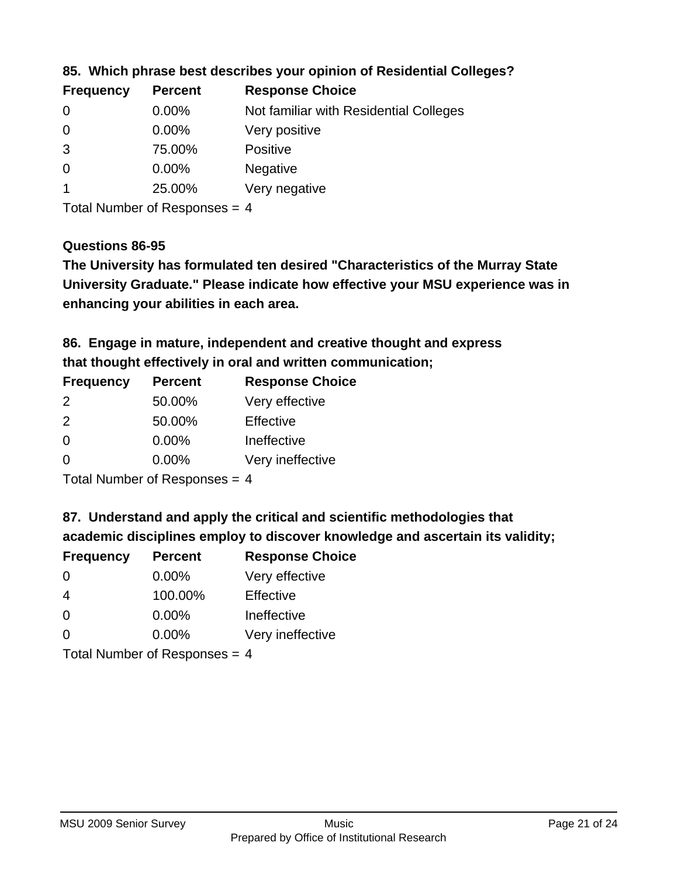**85. Which phrase best describes your opinion of Residential Colleges?**

| Frequency | Percent | Response Choice |
|---|---|---|
| 0 | 0.00% | Not familiar with Residential Colleges |
| 0 | 0.00% | Very positive |
| 3 | 75.00% | Positive |
| 0 | 0.00% | Negative |
| 1 | 25.00% | Very negative |

Total Number of Responses = 4

**Questions 86-95**

**The University has formulated ten desired "Characteristics of the Murray State University Graduate." Please indicate how effective your MSU experience was in enhancing your abilities in each area.**

**86. Engage in mature, independent and creative thought and express that thought effectively in oral and written communication;**

| Frequency | Percent | Response Choice |
|---|---|---|
| 2 | 50.00% | Very effective |
| 2 | 50.00% | Effective |
| 0 | 0.00% | Ineffective |
| 0 | 0.00% | Very ineffective |

Total Number of Responses = 4

**87. Understand and apply the critical and scientific methodologies that academic disciplines employ to discover knowledge and ascertain its validity;**

| Frequency | Percent | Response Choice |
|---|---|---|
| 0 | 0.00% | Very effective |
| 4 | 100.00% | Effective |
| 0 | 0.00% | Ineffective |
| 0 | 0.00% | Very ineffective |

Total Number of Responses = 4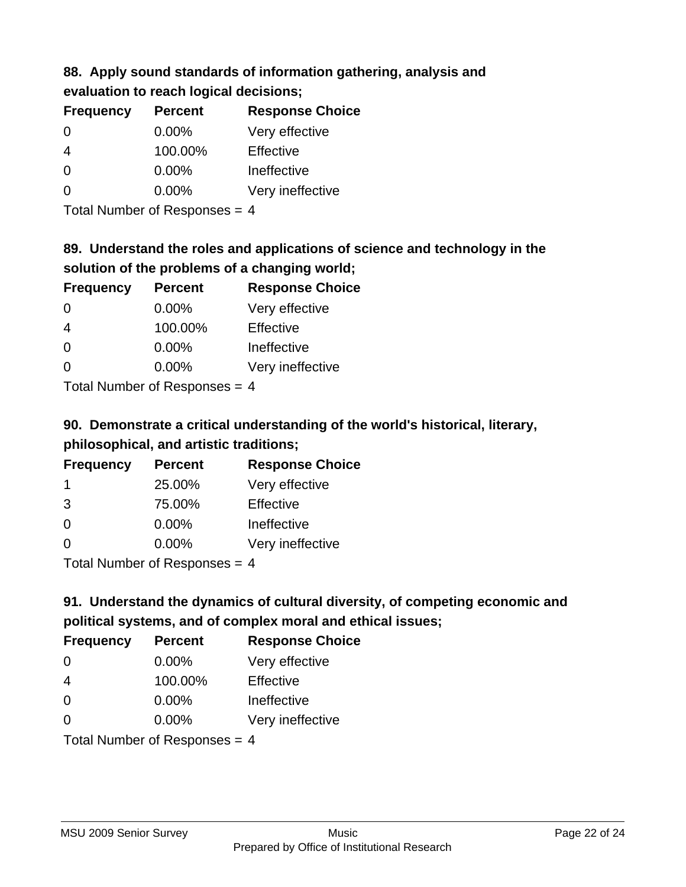### 88. Apply sound standards of information gathering, analysis and evaluation to reach logical decisions;

| Frequency | Percent | Response Choice |
| --- | --- | --- |
| 0 | 0.00% | Very effective |
| 4 | 100.00% | Effective |
| 0 | 0.00% | Ineffective |
| 0 | 0.00% | Very ineffective |

Total Number of Responses = 4

### 89. Understand the roles and applications of science and technology in the solution of the problems of a changing world;

| Frequency | Percent | Response Choice |
| --- | --- | --- |
| 0 | 0.00% | Very effective |
| 4 | 100.00% | Effective |
| 0 | 0.00% | Ineffective |
| 0 | 0.00% | Very ineffective |

Total Number of Responses = 4

### 90. Demonstrate a critical understanding of the world's historical, literary, philosophical, and artistic traditions;

| Frequency | Percent | Response Choice |
| --- | --- | --- |
| 1 | 25.00% | Very effective |
| 3 | 75.00% | Effective |
| 0 | 0.00% | Ineffective |
| 0 | 0.00% | Very ineffective |

Total Number of Responses = 4

### 91. Understand the dynamics of cultural diversity, of competing economic and political systems, and of complex moral and ethical issues;

| Frequency | Percent | Response Choice |
| --- | --- | --- |
| 0 | 0.00% | Very effective |
| 4 | 100.00% | Effective |
| 0 | 0.00% | Ineffective |
| 0 | 0.00% | Very ineffective |

Total Number of Responses = 4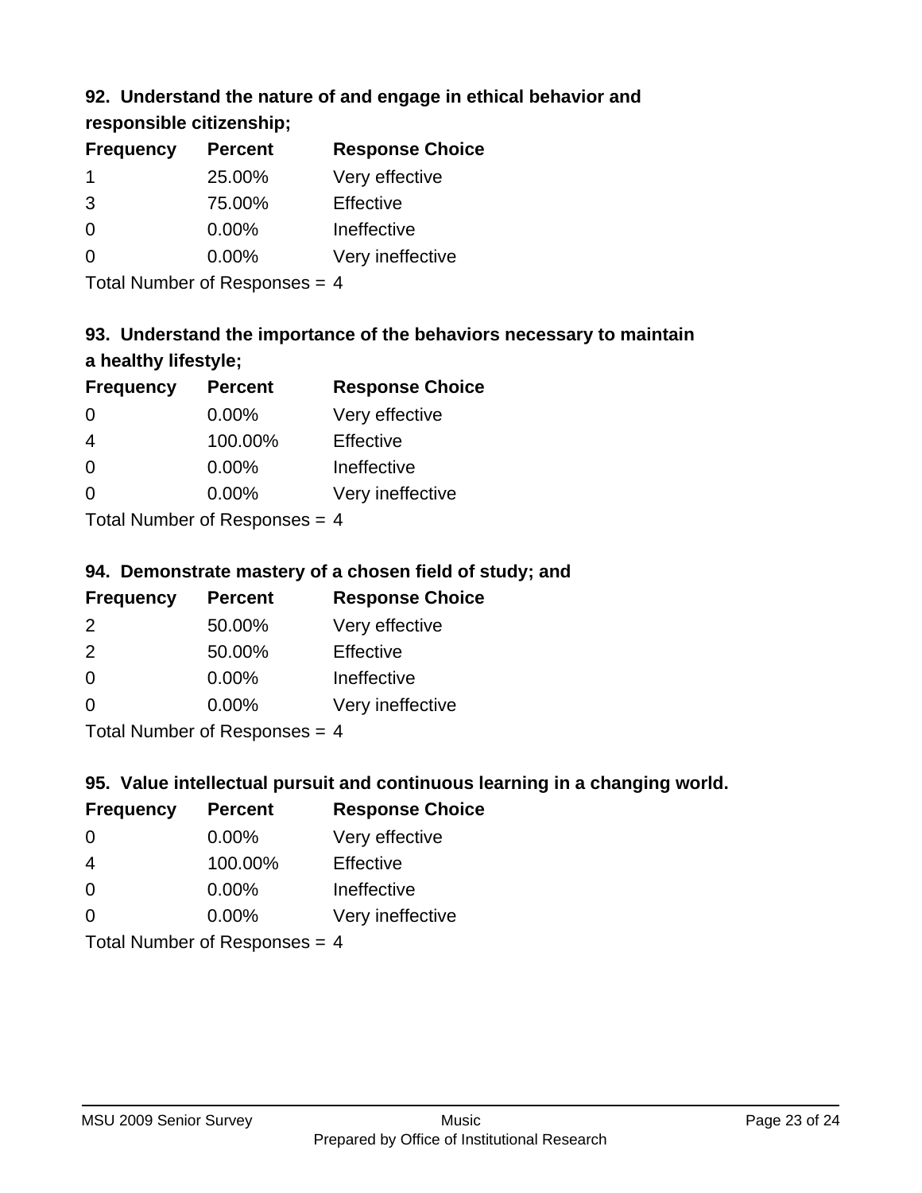### 92. Understand the nature of and engage in ethical behavior and responsible citizenship;

| Frequency | Percent | Response Choice |
|---|---|---|
| 1 | 25.00% | Very effective |
| 3 | 75.00% | Effective |
| 0 | 0.00% | Ineffective |
| 0 | 0.00% | Very ineffective |

Total Number of Responses = 4

### 93. Understand the importance of the behaviors necessary to maintain a healthy lifestyle;

| Frequency | Percent | Response Choice |
|---|---|---|
| 0 | 0.00% | Very effective |
| 4 | 100.00% | Effective |
| 0 | 0.00% | Ineffective |
| 0 | 0.00% | Very ineffective |

Total Number of Responses = 4

### 94. Demonstrate mastery of a chosen field of study; and

| Frequency | Percent | Response Choice |
|---|---|---|
| 2 | 50.00% | Very effective |
| 2 | 50.00% | Effective |
| 0 | 0.00% | Ineffective |
| 0 | 0.00% | Very ineffective |

Total Number of Responses = 4

### 95. Value intellectual pursuit and continuous learning in a changing world.

| Frequency | Percent | Response Choice |
|---|---|---|
| 0 | 0.00% | Very effective |
| 4 | 100.00% | Effective |
| 0 | 0.00% | Ineffective |
| 0 | 0.00% | Very ineffective |

Total Number of Responses = 4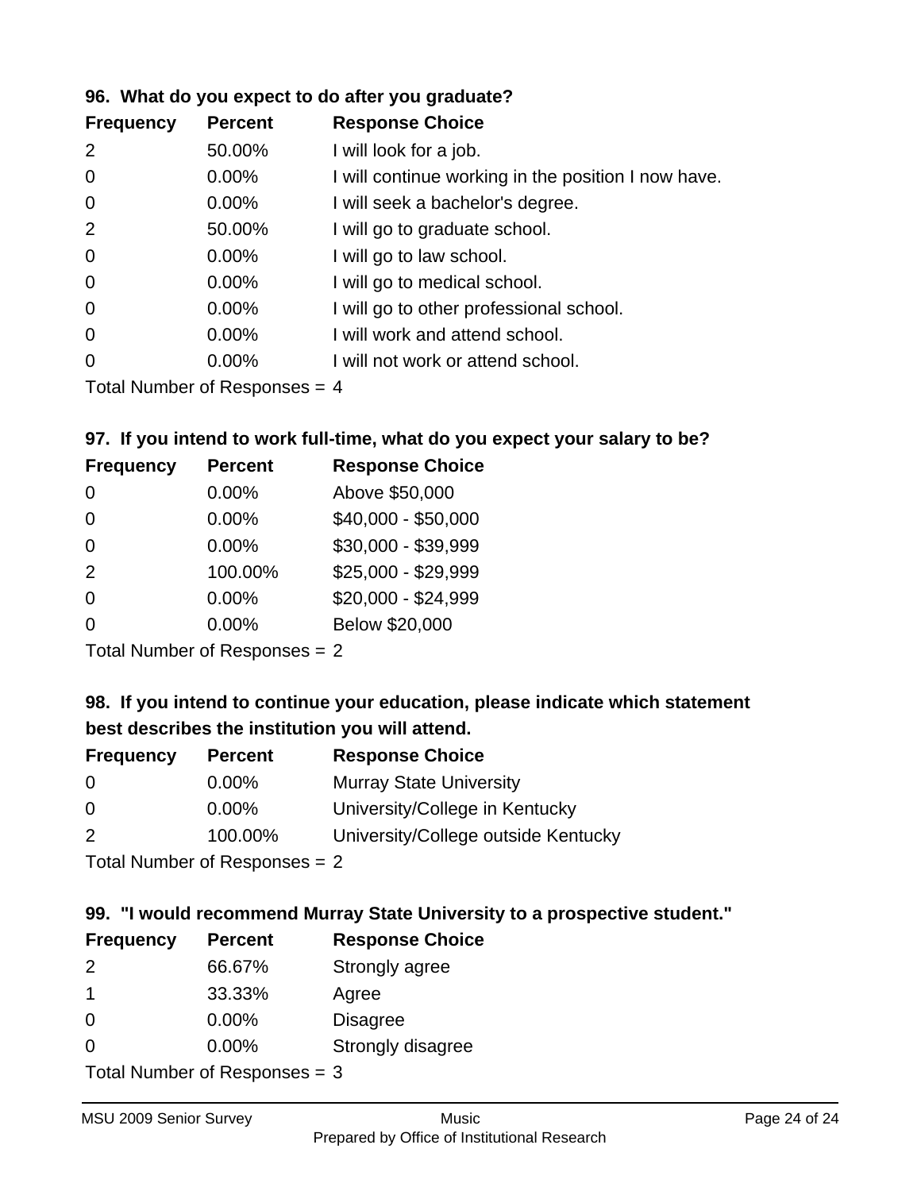### 96. What do you expect to do after you graduate?

| Frequency | Percent | Response Choice |
|---|---|---|
| 2 | 50.00% | I will look for a job. |
| 0 | 0.00% | I will continue working in the position I now have. |
| 0 | 0.00% | I will seek a bachelor's degree. |
| 2 | 50.00% | I will go to graduate school. |
| 0 | 0.00% | I will go to law school. |
| 0 | 0.00% | I will go to medical school. |
| 0 | 0.00% | I will go to other professional school. |
| 0 | 0.00% | I will work and attend school. |
| 0 | 0.00% | I will not work or attend school. |

Total Number of Responses = 4

### 97. If you intend to work full-time, what do you expect your salary to be?

| Frequency | Percent | Response Choice |
|---|---|---|
| 0 | 0.00% | Above $50,000 |
| 0 | 0.00% | $40,000 - $50,000 |
| 0 | 0.00% | $30,000 - $39,999 |
| 2 | 100.00% | $25,000 - $29,999 |
| 0 | 0.00% | $20,000 - $24,999 |
| 0 | 0.00% | Below $20,000 |

Total Number of Responses = 2

### 98. If you intend to continue your education, please indicate which statement best describes the institution you will attend.

| Frequency | Percent | Response Choice |
|---|---|---|
| 0 | 0.00% | Murray State University |
| 0 | 0.00% | University/College in Kentucky |
| 2 | 100.00% | University/College outside Kentucky |

Total Number of Responses = 2

### 99. "I would recommend Murray State University to a prospective student."

| Frequency | Percent | Response Choice |
|---|---|---|
| 2 | 66.67% | Strongly agree |
| 1 | 33.33% | Agree |
| 0 | 0.00% | Disagree |
| 0 | 0.00% | Strongly disagree |

Total Number of Responses = 3